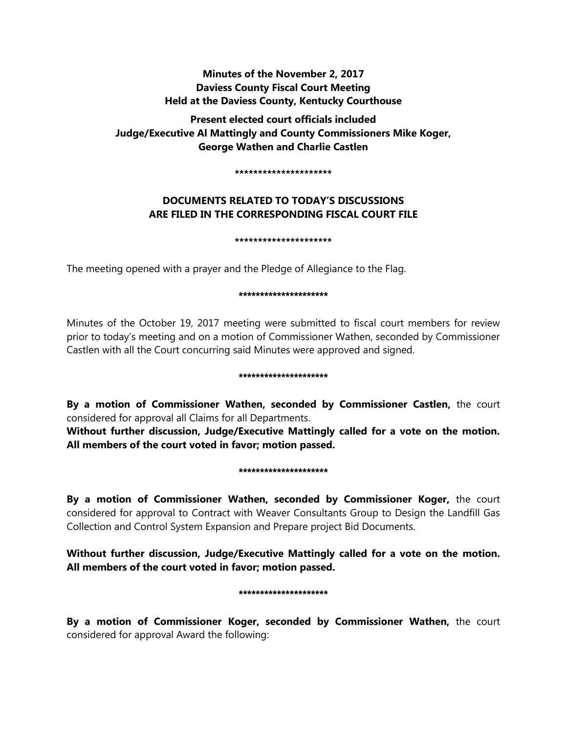**Minutes of the November 2, 2017**
**Daviess County Fiscal Court Meeting**
**Held at the Daviess County, Kentucky Courthouse**

**Present elected court officials included**
**Judge/Executive Al Mattingly and County Commissioners Mike Koger, George Wathen and Charlie Castlen**

*********************

**DOCUMENTS RELATED TO TODAY'S DISCUSSIONS ARE FILED IN THE CORRESPONDING FISCAL COURT FILE**

*********************

The meeting opened with a prayer and the Pledge of Allegiance to the Flag.

*********************

Minutes of the October 19, 2017 meeting were submitted to fiscal court members for review prior to today's meeting and on a motion of Commissioner Wathen, seconded by Commissioner Castlen with all the Court concurring said Minutes were approved and signed.

*********************

**By a motion of Commissioner Wathen, seconded by Commissioner Castlen,** the court considered for approval all Claims for all Departments.
**Without further discussion, Judge/Executive Mattingly called for a vote on the motion. All members of the court voted in favor; motion passed.**

*********************

**By a motion of Commissioner Wathen, seconded by Commissioner Koger,** the court considered for approval to Contract with Weaver Consultants Group to Design the Landfill Gas Collection and Control System Expansion and Prepare project Bid Documents.

**Without further discussion, Judge/Executive Mattingly called for a vote on the motion. All members of the court voted in favor; motion passed.**

*********************

**By a motion of Commissioner Koger, seconded by Commissioner Wathen,** the court considered for approval Award the following: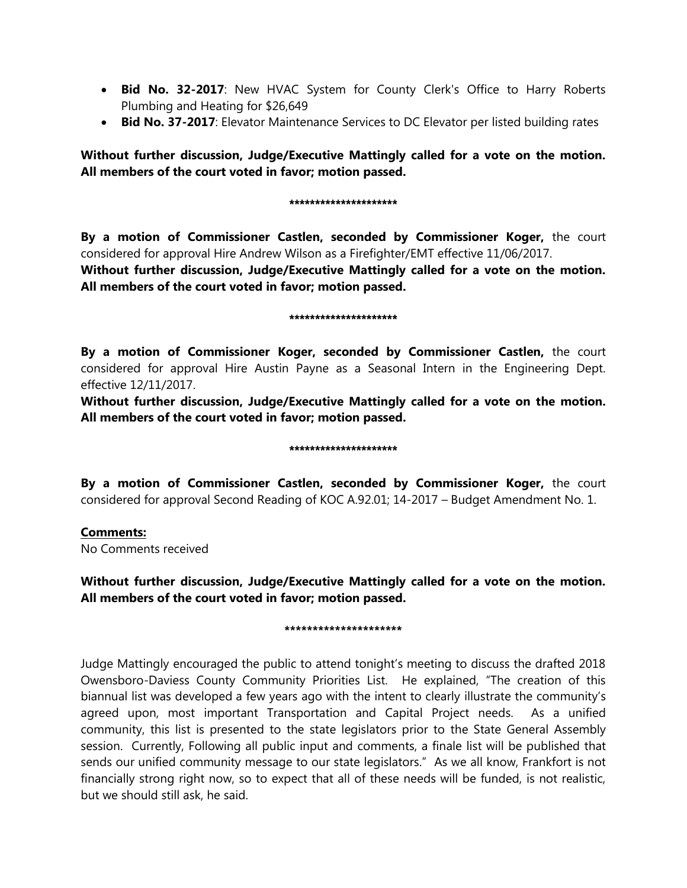- **Bid No. 32-2017**: New HVAC System for County Clerk's Office to Harry Roberts Plumbing and Heating for $26,649
- **Bid No. 37-2017**: Elevator Maintenance Services to DC Elevator per listed building rates

**Without further discussion, Judge/Executive Mattingly called for a vote on the motion. All members of the court voted in favor; motion passed.**

*********************

**By a motion of Commissioner Castlen, seconded by Commissioner Koger,** the court considered for approval Hire Andrew Wilson as a Firefighter/EMT effective 11/06/2017.

**Without further discussion, Judge/Executive Mattingly called for a vote on the motion. All members of the court voted in favor; motion passed.**

*********************

**By a motion of Commissioner Koger, seconded by Commissioner Castlen,** the court considered for approval Hire Austin Payne as a Seasonal Intern in the Engineering Dept. effective 12/11/2017.

**Without further discussion, Judge/Executive Mattingly called for a vote on the motion. All members of the court voted in favor; motion passed.**

*********************

**By a motion of Commissioner Castlen, seconded by Commissioner Koger,** the court considered for approval Second Reading of KOC A.92.01; 14-2017 – Budget Amendment No. 1.

**Comments:**

No Comments received

**Without further discussion, Judge/Executive Mattingly called for a vote on the motion. All members of the court voted in favor; motion passed.**

*********************

Judge Mattingly encouraged the public to attend tonight's meeting to discuss the drafted 2018 Owensboro-Daviess County Community Priorities List. He explained, "The creation of this biannual list was developed a few years ago with the intent to clearly illustrate the community's agreed upon, most important Transportation and Capital Project needs. As a unified community, this list is presented to the state legislators prior to the State General Assembly session. Currently, Following all public input and comments, a finale list will be published that sends our unified community message to our state legislators." As we all know, Frankfort is not financially strong right now, so to expect that all of these needs will be funded, is not realistic, but we should still ask, he said.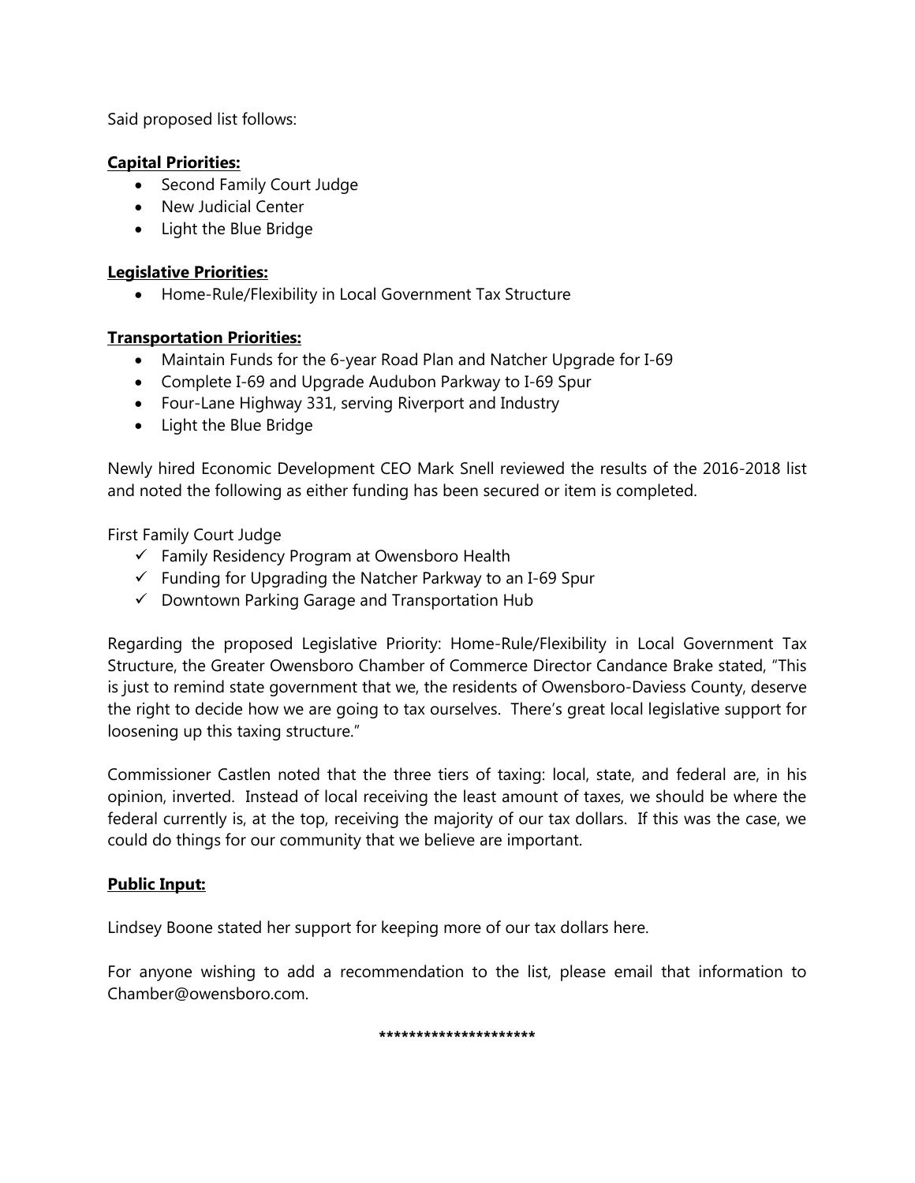Said proposed list follows:

**Capital Priorities:**

- Second Family Court Judge
- New Judicial Center
- Light the Blue Bridge

**Legislative Priorities:**

- Home-Rule/Flexibility in Local Government Tax Structure

**Transportation Priorities:**

- Maintain Funds for the 6-year Road Plan and Natcher Upgrade for I-69
- Complete I-69 and Upgrade Audubon Parkway to I-69 Spur
- Four-Lane Highway 331, serving Riverport and Industry
- Light the Blue Bridge

Newly hired Economic Development CEO Mark Snell reviewed the results of the 2016-2018 list and noted the following as either funding has been secured or item is completed.

First Family Court Judge

- ✓ Family Residency Program at Owensboro Health
- ✓ Funding for Upgrading the Natcher Parkway to an I-69 Spur
- ✓ Downtown Parking Garage and Transportation Hub

Regarding the proposed Legislative Priority: Home-Rule/Flexibility in Local Government Tax Structure, the Greater Owensboro Chamber of Commerce Director Candance Brake stated, "This is just to remind state government that we, the residents of Owensboro-Daviess County, deserve the right to decide how we are going to tax ourselves. There's great local legislative support for loosening up this taxing structure."

Commissioner Castlen noted that the three tiers of taxing: local, state, and federal are, in his opinion, inverted. Instead of local receiving the least amount of taxes, we should be where the federal currently is, at the top, receiving the majority of our tax dollars. If this was the case, we could do things for our community that we believe are important.

**Public Input:**

Lindsey Boone stated her support for keeping more of our tax dollars here.

For anyone wishing to add a recommendation to the list, please email that information to Chamber@owensboro.com.

*********************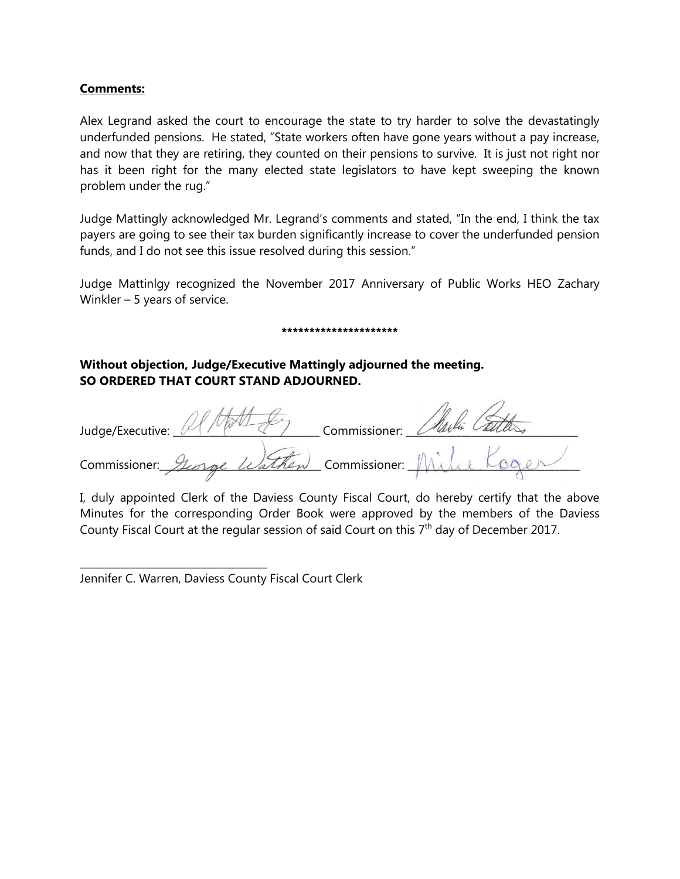**Comments:**

Alex Legrand asked the court to encourage the state to try harder to solve the devastatingly underfunded pensions. He stated, "State workers often have gone years without a pay increase, and now that they are retiring, they counted on their pensions to survive. It is just not right nor has it been right for the many elected state legislators to have kept sweeping the known problem under the rug."

Judge Mattingly acknowledged Mr. Legrand's comments and stated, "In the end, I think the tax payers are going to see their tax burden significantly increase to cover the underfunded pension funds, and I do not see this issue resolved during this session."

Judge Mattinlgy recognized the November 2017 Anniversary of Public Works HEO Zachary Winkler – 5 years of service.

*********************

**Without objection, Judge/Executive Mattingly adjourned the meeting.**
**SO ORDERED THAT COURT STAND ADJOURNED.**

Judge/Executive: ______________________ Commissioner: ______________________

Commissioner: ______________________ Commissioner: ______________________

I, duly appointed Clerk of the Daviess County Fiscal Court, do hereby certify that the above Minutes for the corresponding Order Book were approved by the members of the Daviess County Fiscal Court at the regular session of said Court on this 7th day of December 2017.

______________________

Jennifer C. Warren, Daviess County Fiscal Court Clerk